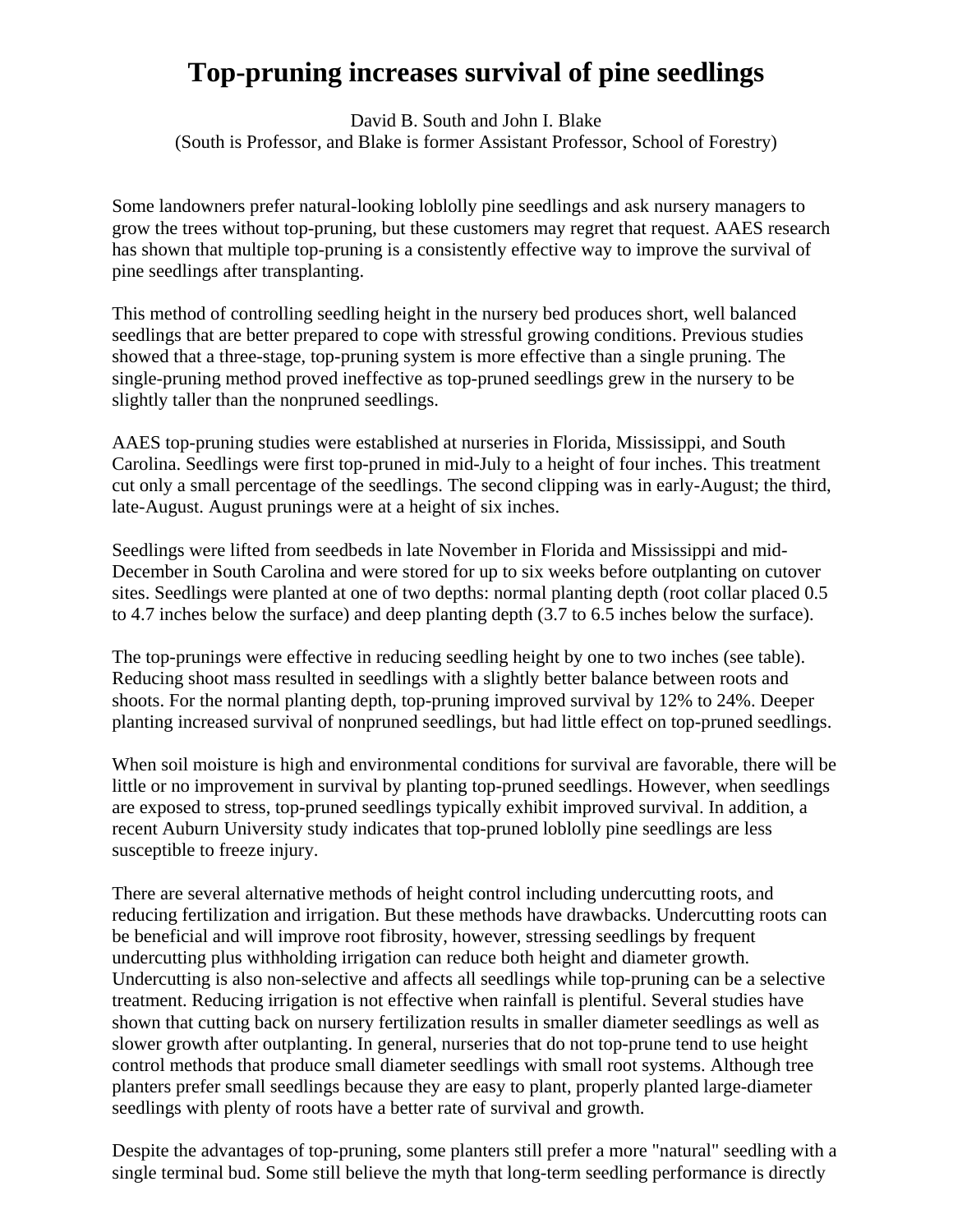# Top-pruning increases survival of pine seedlings

David B. South and John I. Blake
(South is Professor, and Blake is former Assistant Professor, School of Forestry)

Some landowners prefer natural-looking loblolly pine seedlings and ask nursery managers to grow the trees without top-pruning, but these customers may regret that request. AAES research has shown that multiple top-pruning is a consistently effective way to improve the survival of pine seedlings after transplanting.

This method of controlling seedling height in the nursery bed produces short, well balanced seedlings that are better prepared to cope with stressful growing conditions. Previous studies showed that a three-stage, top-pruning system is more effective than a single pruning. The single-pruning method proved ineffective as top-pruned seedlings grew in the nursery to be slightly taller than the nonpruned seedlings.

AAES top-pruning studies were established at nurseries in Florida, Mississippi, and South Carolina. Seedlings were first top-pruned in mid-July to a height of four inches. This treatment cut only a small percentage of the seedlings. The second clipping was in early-August; the third, late-August. August prunings were at a height of six inches.

Seedlings were lifted from seedbeds in late November in Florida and Mississippi and mid-December in South Carolina and were stored for up to six weeks before outplanting on cutover sites. Seedlings were planted at one of two depths: normal planting depth (root collar placed 0.5 to 4.7 inches below the surface) and deep planting depth (3.7 to 6.5 inches below the surface).

The top-prunings were effective in reducing seedling height by one to two inches (see table). Reducing shoot mass resulted in seedlings with a slightly better balance between roots and shoots. For the normal planting depth, top-pruning improved survival by 12% to 24%. Deeper planting increased survival of nonpruned seedlings, but had little effect on top-pruned seedlings.

When soil moisture is high and environmental conditions for survival are favorable, there will be little or no improvement in survival by planting top-pruned seedlings. However, when seedlings are exposed to stress, top-pruned seedlings typically exhibit improved survival. In addition, a recent Auburn University study indicates that top-pruned loblolly pine seedlings are less susceptible to freeze injury.

There are several alternative methods of height control including undercutting roots, and reducing fertilization and irrigation. But these methods have drawbacks. Undercutting roots can be beneficial and will improve root fibrosity, however, stressing seedlings by frequent undercutting plus withholding irrigation can reduce both height and diameter growth. Undercutting is also non-selective and affects all seedlings while top-pruning can be a selective treatment. Reducing irrigation is not effective when rainfall is plentiful. Several studies have shown that cutting back on nursery fertilization results in smaller diameter seedlings as well as slower growth after outplanting. In general, nurseries that do not top-prune tend to use height control methods that produce small diameter seedlings with small root systems. Although tree planters prefer small seedlings because they are easy to plant, properly planted large-diameter seedlings with plenty of roots have a better rate of survival and growth.

Despite the advantages of top-pruning, some planters still prefer a more "natural" seedling with a single terminal bud. Some still believe the myth that long-term seedling performance is directly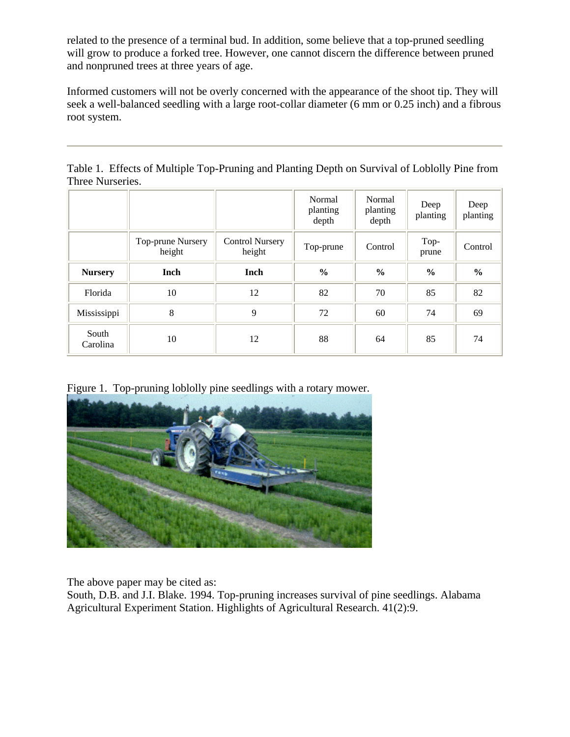related to the presence of a terminal bud. In addition, some believe that a top-pruned seedling will grow to produce a forked tree. However, one cannot discern the difference between pruned and nonpruned trees at three years of age.

Informed customers will not be overly concerned with the appearance of the shoot tip. They will seek a well-balanced seedling with a large root-collar diameter (6 mm or 0.25 inch) and a fibrous root system.

---

Table 1. Effects of Multiple Top-Pruning and Planting Depth on Survival of Loblolly Pine from Three Nurseries.

| | | | Normal planting depth | Normal planting depth | Deep planting | Deep planting |
|---|---|---|---|---|---|---|
| | Top-prune Nursery height | Control Nursery height | Top-prune | Control | Top-prune | Control |
| **Nursery** | **Inch** | **Inch** | **%** | **%** | **%** | **%** |
| Florida | 10 | 12 | 82 | 70 | 85 | 82 |
| Mississippi | 8 | 9 | 72 | 60 | 74 | 69 |
| South Carolina | 10 | 12 | 88 | 64 | 85 | 74 |

Figure 1. Top-pruning loblolly pine seedlings with a rotary mower.

The above paper may be cited as:
South, D.B. and J.I. Blake. 1994. Top-pruning increases survival of pine seedlings. Alabama Agricultural Experiment Station. Highlights of Agricultural Research. 41(2):9.